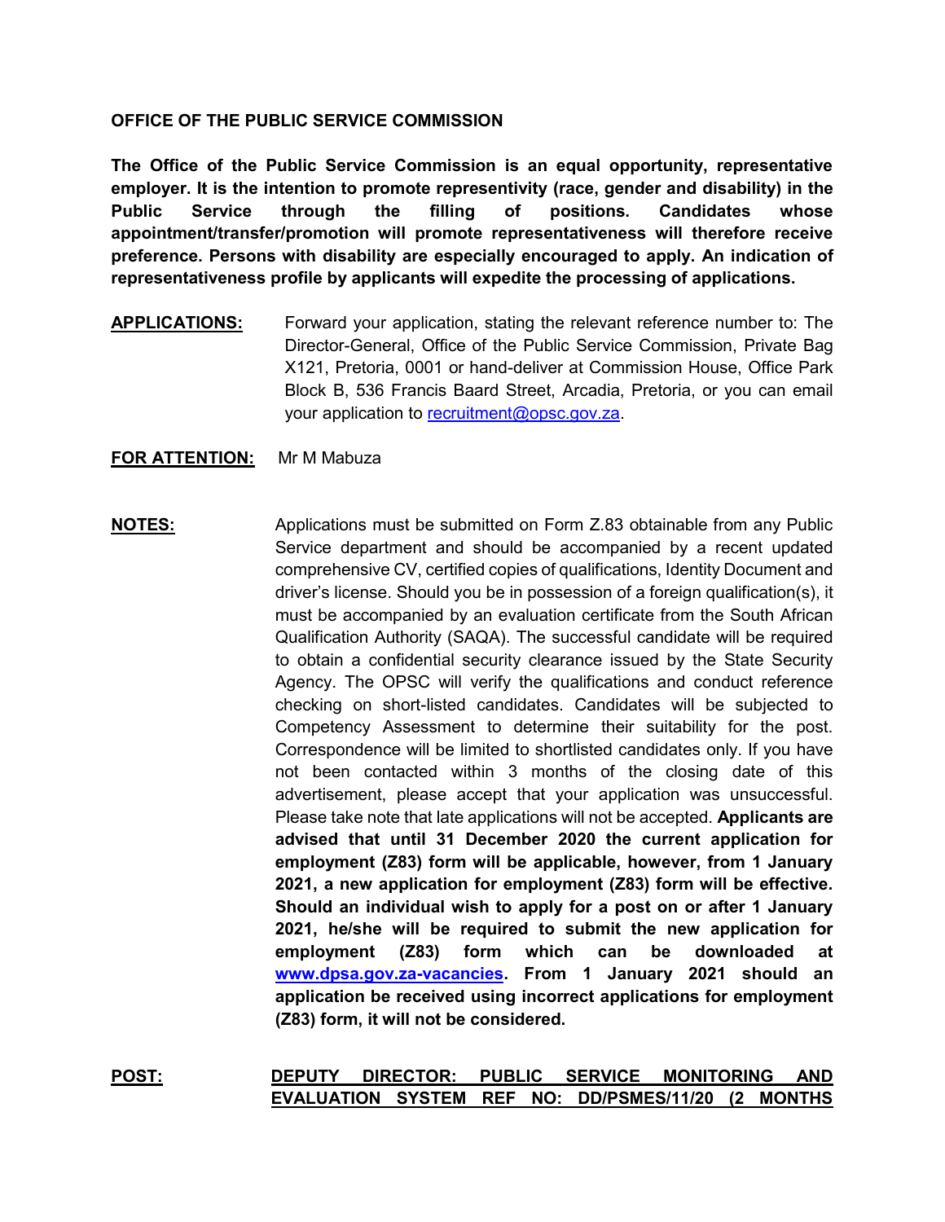**OFFICE OF THE PUBLIC SERVICE COMMISSION**

**The Office of the Public Service Commission is an equal opportunity, representative employer. It is the intention to promote representivity (race, gender and disability) in the Public Service through the filling of positions. Candidates whose appointment/transfer/promotion will promote representativeness will therefore receive preference. Persons with disability are especially encouraged to apply. An indication of representativeness profile by applicants will expedite the processing of applications.**

**APPLICATIONS:** Forward your application, stating the relevant reference number to: The Director-General, Office of the Public Service Commission, Private Bag X121, Pretoria, 0001 or hand-deliver at Commission House, Office Park Block B, 536 Francis Baard Street, Arcadia, Pretoria, or you can email your application to recruitment@opsc.gov.za.

**FOR ATTENTION:** Mr M Mabuza

**NOTES:** Applications must be submitted on Form Z.83 obtainable from any Public Service department and should be accompanied by a recent updated comprehensive CV, certified copies of qualifications, Identity Document and driver's license. Should you be in possession of a foreign qualification(s), it must be accompanied by an evaluation certificate from the South African Qualification Authority (SAQA). The successful candidate will be required to obtain a confidential security clearance issued by the State Security Agency. The OPSC will verify the qualifications and conduct reference checking on short-listed candidates. Candidates will be subjected to Competency Assessment to determine their suitability for the post. Correspondence will be limited to shortlisted candidates only. If you have not been contacted within 3 months of the closing date of this advertisement, please accept that your application was unsuccessful. Please take note that late applications will not be accepted. **Applicants are advised that until 31 December 2020 the current application for employment (Z83) form will be applicable, however, from 1 January 2021, a new application for employment (Z83) form will be effective. Should an individual wish to apply for a post on or after 1 January 2021, he/she will be required to submit the new application for employment (Z83) form which can be downloaded at www.dpsa.gov.za-vacancies. From 1 January 2021 should an application be received using incorrect applications for employment (Z83) form, it will not be considered.**

**POST:** **DEPUTY DIRECTOR: PUBLIC SERVICE MONITORING AND EVALUATION SYSTEM REF NO: DD/PSMES/11/20 (2 MONTHS**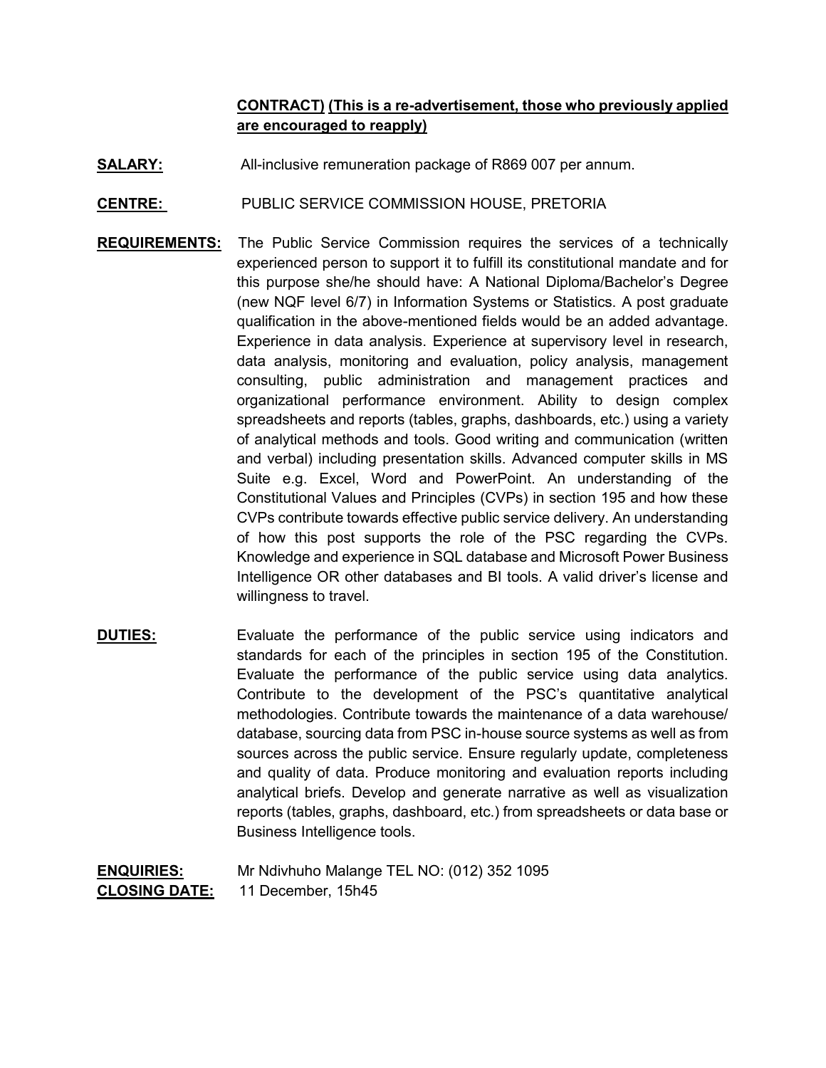**CONTRACT) (This is a re-advertisement, those who previously applied are encouraged to reapply)**

**SALARY:** All-inclusive remuneration package of R869 007 per annum.

**CENTRE:** PUBLIC SERVICE COMMISSION HOUSE, PRETORIA

**REQUIREMENTS:** The Public Service Commission requires the services of a technically experienced person to support it to fulfill its constitutional mandate and for this purpose she/he should have: A National Diploma/Bachelor's Degree (new NQF level 6/7) in Information Systems or Statistics. A post graduate qualification in the above-mentioned fields would be an added advantage. Experience in data analysis. Experience at supervisory level in research, data analysis, monitoring and evaluation, policy analysis, management consulting, public administration and management practices and organizational performance environment. Ability to design complex spreadsheets and reports (tables, graphs, dashboards, etc.) using a variety of analytical methods and tools. Good writing and communication (written and verbal) including presentation skills. Advanced computer skills in MS Suite e.g. Excel, Word and PowerPoint. An understanding of the Constitutional Values and Principles (CVPs) in section 195 and how these CVPs contribute towards effective public service delivery. An understanding of how this post supports the role of the PSC regarding the CVPs. Knowledge and experience in SQL database and Microsoft Power Business Intelligence OR other databases and BI tools. A valid driver's license and willingness to travel.

**DUTIES:** Evaluate the performance of the public service using indicators and standards for each of the principles in section 195 of the Constitution. Evaluate the performance of the public service using data analytics. Contribute to the development of the PSC's quantitative analytical methodologies. Contribute towards the maintenance of a data warehouse/ database, sourcing data from PSC in-house source systems as well as from sources across the public service. Ensure regularly update, completeness and quality of data. Produce monitoring and evaluation reports including analytical briefs. Develop and generate narrative as well as visualization reports (tables, graphs, dashboard, etc.) from spreadsheets or data base or Business Intelligence tools.

**ENQUIRIES:** Mr Ndivhuho Malange TEL NO: (012) 352 1095
**CLOSING DATE:** 11 December, 15h45